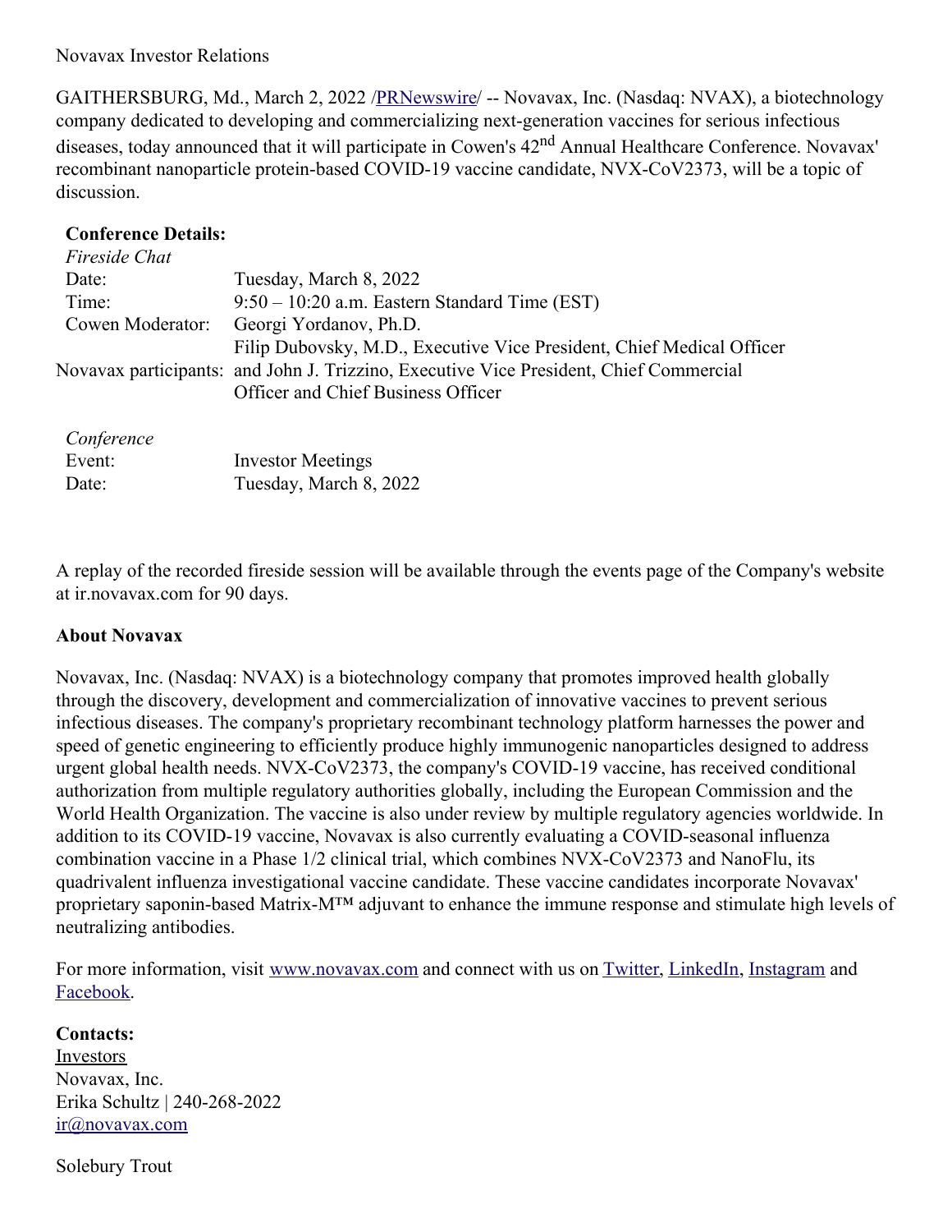Novavax Investor Relations

GAITHERSBURG, Md., March 2, 2022 /PRNewswire/ -- Novavax, Inc. (Nasdaq: NVAX), a biotechnology company dedicated to developing and commercializing next-generation vaccines for serious infectious diseases, today announced that it will participate in Cowen's 42nd Annual Healthcare Conference. Novavax' recombinant nanoparticle protein-based COVID-19 vaccine candidate, NVX-CoV2373, will be a topic of discussion.

**Conference Details:**

| *Fireside Chat* | |
| --- | --- |
| Date: | Tuesday, March 8, 2022 |
| Time: | 9:50 – 10:20 a.m. Eastern Standard Time (EST) |
| Cowen Moderator: | Georgi Yordanov, Ph.D. |
| Novavax participants: | Filip Dubovsky, M.D., Executive Vice President, Chief Medical Officer and John J. Trizzino, Executive Vice President, Chief Commercial Officer and Chief Business Officer |

| *Conference* | |
| --- | --- |
| Event: | Investor Meetings |
| Date: | Tuesday, March 8, 2022 |

A replay of the recorded fireside session will be available through the events page of the Company's website at ir.novavax.com for 90 days.

**About Novavax**

Novavax, Inc. (Nasdaq: NVAX) is a biotechnology company that promotes improved health globally through the discovery, development and commercialization of innovative vaccines to prevent serious infectious diseases. The company's proprietary recombinant technology platform harnesses the power and speed of genetic engineering to efficiently produce highly immunogenic nanoparticles designed to address urgent global health needs. NVX-CoV2373, the company's COVID-19 vaccine, has received conditional authorization from multiple regulatory authorities globally, including the European Commission and the World Health Organization. The vaccine is also under review by multiple regulatory agencies worldwide. In addition to its COVID-19 vaccine, Novavax is also currently evaluating a COVID-seasonal influenza combination vaccine in a Phase 1/2 clinical trial, which combines NVX-CoV2373 and NanoFlu, its quadrivalent influenza investigational vaccine candidate. These vaccine candidates incorporate Novavax' proprietary saponin-based Matrix-M™ adjuvant to enhance the immune response and stimulate high levels of neutralizing antibodies.

For more information, visit www.novavax.com and connect with us on Twitter, LinkedIn, Instagram and Facebook.

**Contacts:**

Investors
Novavax, Inc.
Erika Schultz | 240-268-2022
ir@novavax.com

Solebury Trout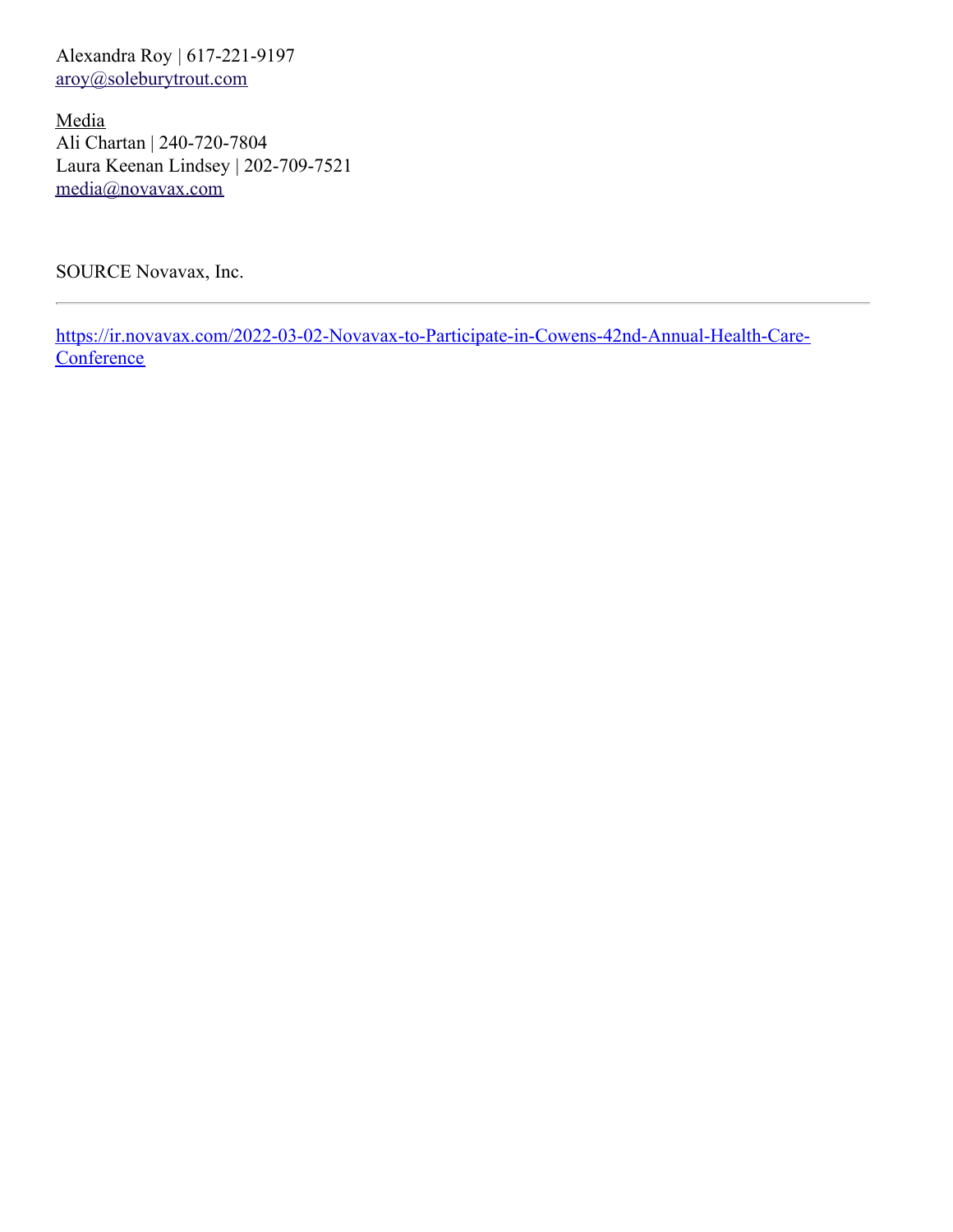Alexandra Roy | 617-221-9197
aroy@soleburytrout.com

Media
Ali Chartan | 240-720-7804
Laura Keenan Lindsey | 202-709-7521
media@novavax.com

SOURCE Novavax, Inc.

---

https://ir.novavax.com/2022-03-02-Novavax-to-Participate-in-Cowens-42nd-Annual-Health-Care-Conference